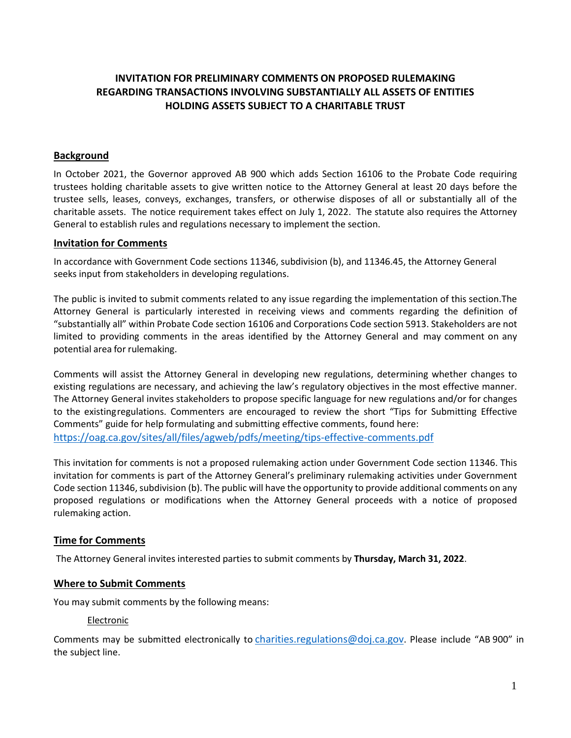# INVITATION FOR PRELIMINARY COMMENTS ON PROPOSED RULEMAKING REGARDING TRANSACTIONS INVOLVING SUBSTANTIALLY ALL ASSETS OF ENTITIES HOLDING ASSETS SUBJECT TO A CHARITABLE TRUST

## Background

In October 2021, the Governor approved AB 900 which adds Section 16106 to the Probate Code requiring trustees holding charitable assets to give written notice to the Attorney General at least 20 days before the trustee sells, leases, conveys, exchanges, transfers, or otherwise disposes of all or substantially all of the charitable assets. The notice requirement takes effect on July 1, 2022. The statute also requires the Attorney General to establish rules and regulations necessary to implement the section.

## Invitation for Comments

In accordance with Government Code sections 11346, subdivision (b), and 11346.45, the Attorney General seeks input from stakeholders in developing regulations.

The public is invited to submit comments related to any issue regarding the implementation of this section.The Attorney General is particularly interested in receiving views and comments regarding the definition of "substantially all" within Probate Code section 16106 and Corporations Code section 5913. Stakeholders are not limited to providing comments in the areas identified by the Attorney General and may comment on any potential area for rulemaking.

Comments will assist the Attorney General in developing new regulations, determining whether changes to existing regulations are necessary, and achieving the law's regulatory objectives in the most effective manner. The Attorney General invites stakeholders to propose specific language for new regulations and/or for changes to the existingregulations. Commenters are encouraged to review the short "Tips for Submitting Effective Comments" guide for help formulating and submitting effective comments, found here: https://oag.ca.gov/sites/all/files/agweb/pdfs/meeting/tips-effective-comments.pdf

This invitation for comments is not a proposed rulemaking action under Government Code section 11346. This invitation for comments is part of the Attorney General's preliminary rulemaking activities under Government Code section 11346, subdivision (b). The public will have the opportunity to provide additional comments on any proposed regulations or modifications when the Attorney General proceeds with a notice of proposed rulemaking action.

## Time for Comments

The Attorney General invites interested parties to submit comments by **Thursday, March 31, 2022**.

## Where to Submit Comments

You may submit comments by the following means:

Electronic

Comments may be submitted electronically to charities.regulations@doj.ca.gov. Please include "AB 900" in the subject line.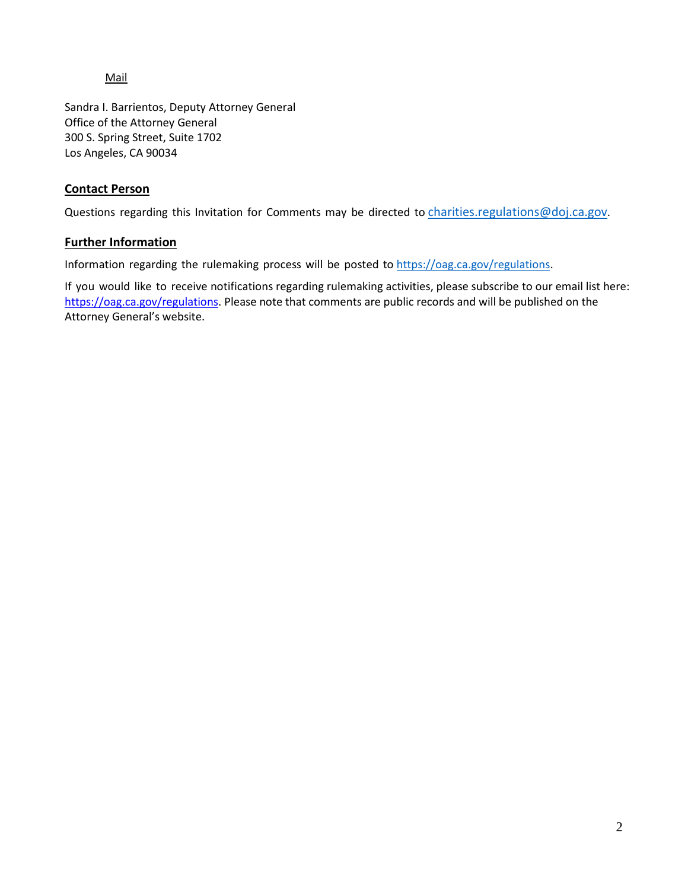Mail

Sandra I. Barrientos, Deputy Attorney General
Office of the Attorney General
300 S. Spring Street, Suite 1702
Los Angeles, CA 90034

**Contact Person**

Questions regarding this Invitation for Comments may be directed to charities.regulations@doj.ca.gov.

**Further Information**

Information regarding the rulemaking process will be posted to https://oag.ca.gov/regulations.

If you would like to receive notifications regarding rulemaking activities, please subscribe to our email list here: https://oag.ca.gov/regulations. Please note that comments are public records and will be published on the Attorney General's website.